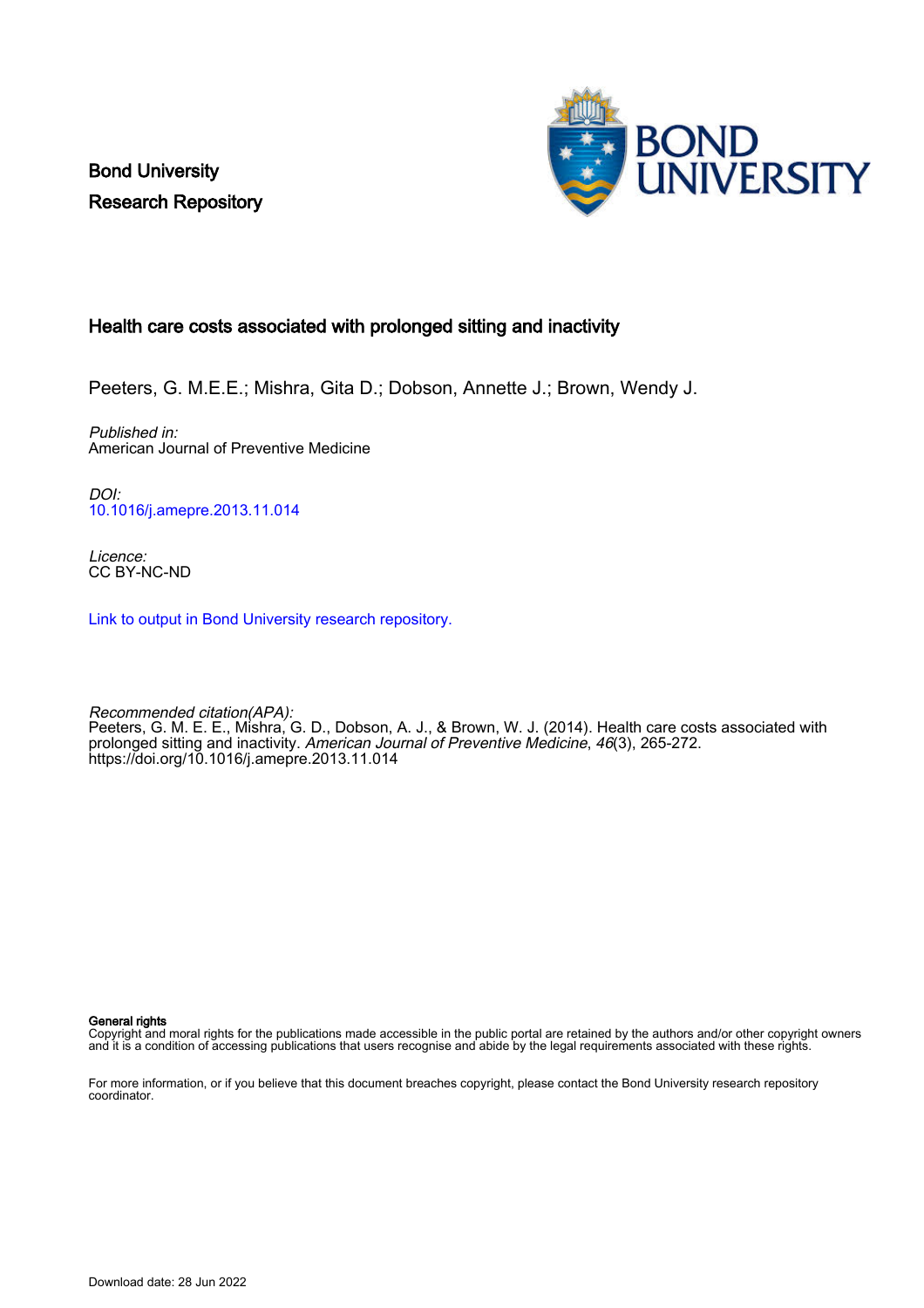Bond University
Research Repository

# Health care costs associated with prolonged sitting and inactivity

Peeters, G. M.E.E.; Mishra, Gita D.; Dobson, Annette J.; Brown, Wendy J.

*Published in:*
American Journal of Preventive Medicine

*DOI:*
10.1016/j.amepre.2013.11.014

*Licence:*
CC BY-NC-ND

Link to output in Bond University research repository.

*Recommended citation(APA):*
Peeters, G. M. E. E., Mishra, G. D., Dobson, A. J., & Brown, W. J. (2014). Health care costs associated with prolonged sitting and inactivity. *American Journal of Preventive Medicine*, *46*(3), 265-272. https://doi.org/10.1016/j.amepre.2013.11.014

**General rights**
Copyright and moral rights for the publications made accessible in the public portal are retained by the authors and/or other copyright owners and it is a condition of accessing publications that users recognise and abide by the legal requirements associated with these rights.

For more information, or if you believe that this document breaches copyright, please contact the Bond University research repository coordinator.

Download date: 28 Jun 2022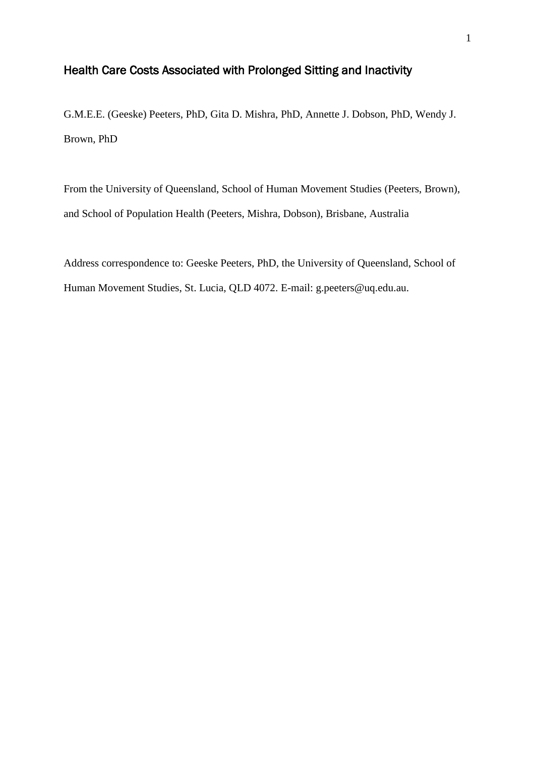# Health Care Costs Associated with Prolonged Sitting and Inactivity

G.M.E.E. (Geeske) Peeters, PhD, Gita D. Mishra, PhD, Annette J. Dobson, PhD, Wendy J. Brown, PhD

From the University of Queensland, School of Human Movement Studies (Peeters, Brown), and School of Population Health (Peeters, Mishra, Dobson), Brisbane, Australia

Address correspondence to: Geeske Peeters, PhD, the University of Queensland, School of Human Movement Studies, St. Lucia, QLD 4072. E-mail: g.peeters@uq.edu.au.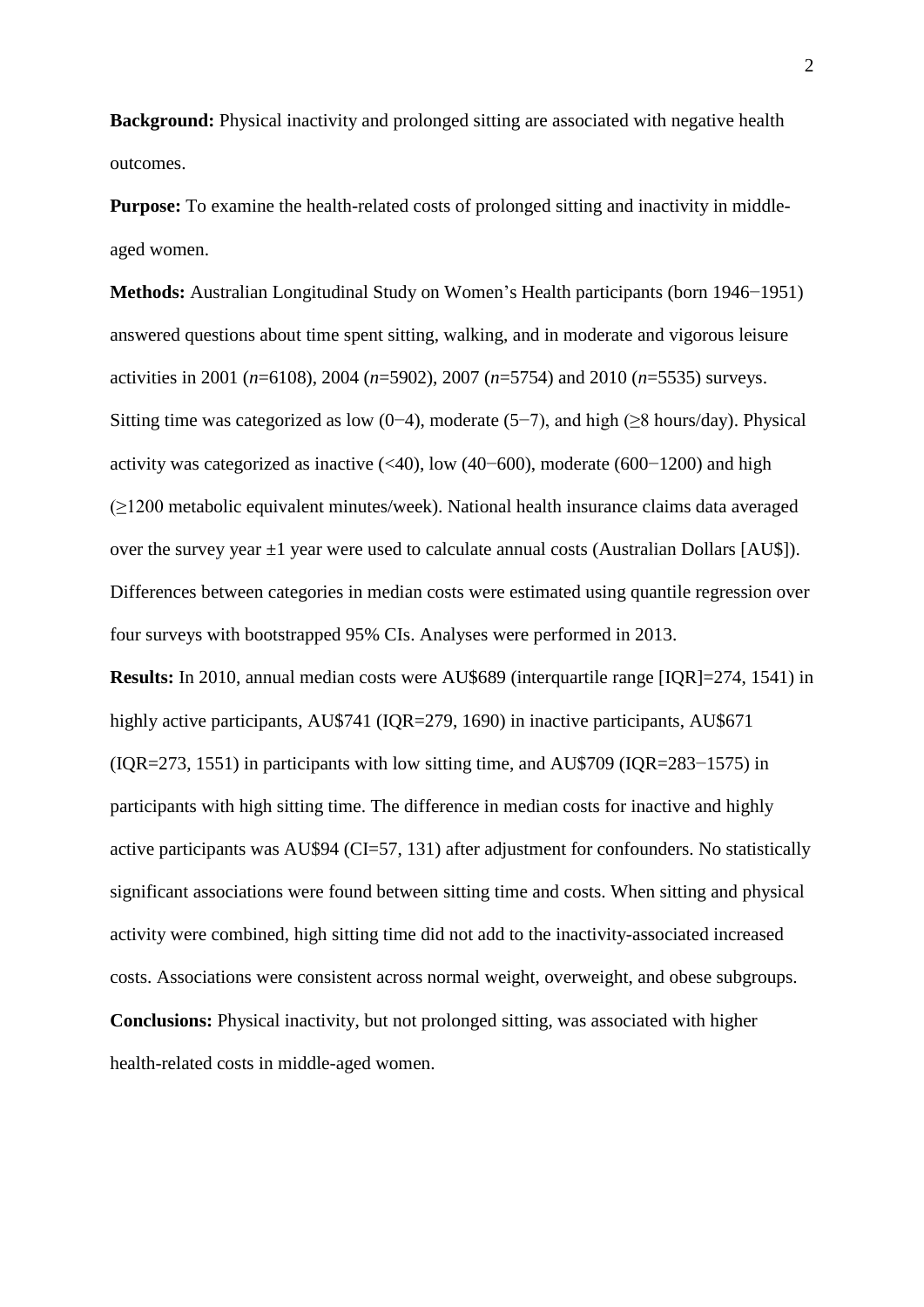**Background:** Physical inactivity and prolonged sitting are associated with negative health outcomes.

**Purpose:** To examine the health-related costs of prolonged sitting and inactivity in middle-aged women.

**Methods:** Australian Longitudinal Study on Women's Health participants (born 1946−1951) answered questions about time spent sitting, walking, and in moderate and vigorous leisure activities in 2001 (*n*=6108), 2004 (*n*=5902), 2007 (*n*=5754) and 2010 (*n*=5535) surveys. Sitting time was categorized as low (0−4), moderate (5−7), and high (≥8 hours/day). Physical activity was categorized as inactive (<40), low (40−600), moderate (600−1200) and high (≥1200 metabolic equivalent minutes/week). National health insurance claims data averaged over the survey year ±1 year were used to calculate annual costs (Australian Dollars [AU$]). Differences between categories in median costs were estimated using quantile regression over four surveys with bootstrapped 95% CIs. Analyses were performed in 2013.

**Results:** In 2010, annual median costs were AU$689 (interquartile range [IQR]=274, 1541) in highly active participants, AU$741 (IQR=279, 1690) in inactive participants, AU$671 (IQR=273, 1551) in participants with low sitting time, and AU$709 (IQR=283−1575) in participants with high sitting time. The difference in median costs for inactive and highly active participants was AU$94 (CI=57, 131) after adjustment for confounders. No statistically significant associations were found between sitting time and costs. When sitting and physical activity were combined, high sitting time did not add to the inactivity-associated increased costs. Associations were consistent across normal weight, overweight, and obese subgroups.

**Conclusions:** Physical inactivity, but not prolonged sitting, was associated with higher health-related costs in middle-aged women.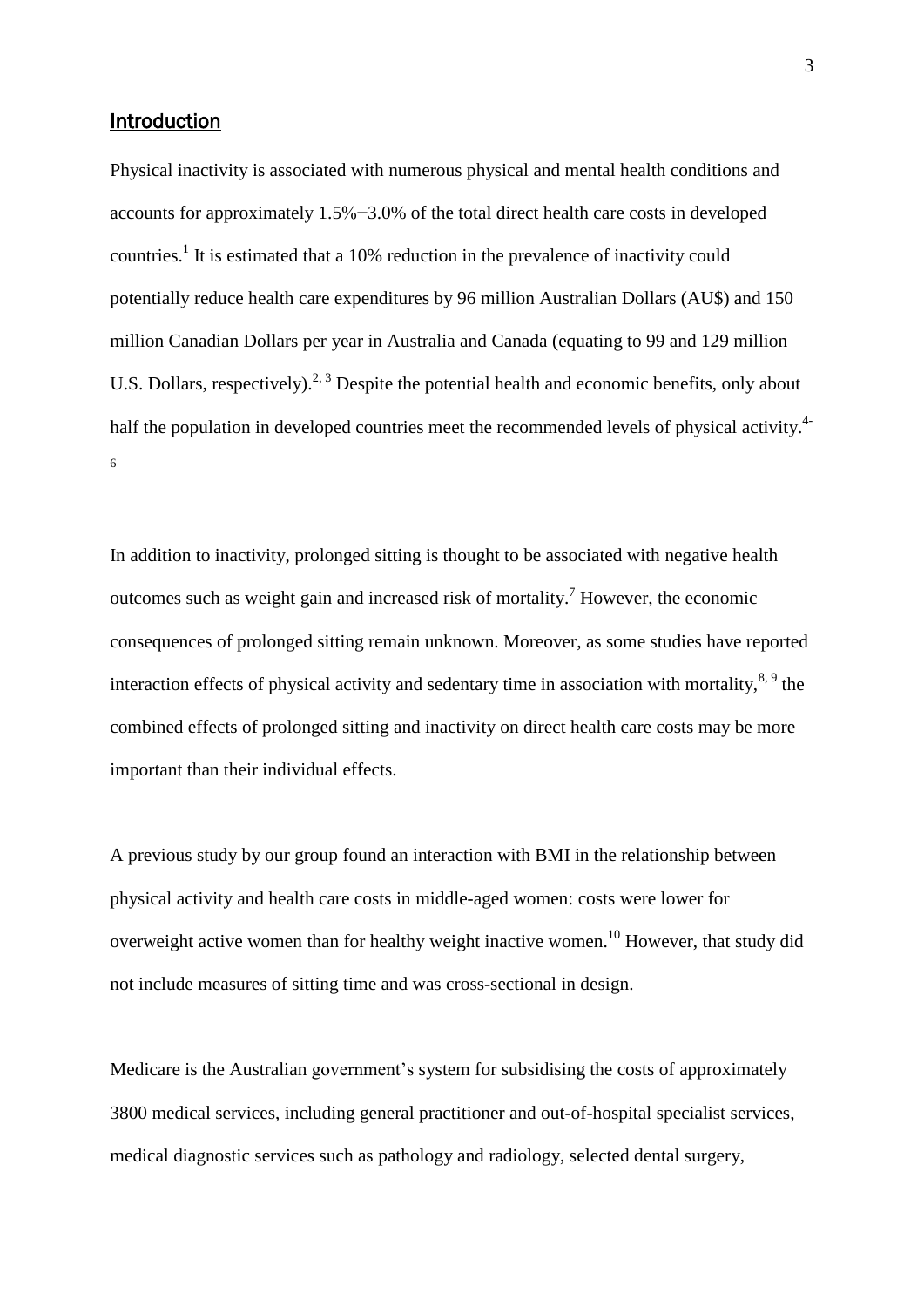## Introduction

Physical inactivity is associated with numerous physical and mental health conditions and accounts for approximately 1.5%−3.0% of the total direct health care costs in developed countries.[1] It is estimated that a 10% reduction in the prevalence of inactivity could potentially reduce health care expenditures by 96 million Australian Dollars (AU$) and 150 million Canadian Dollars per year in Australia and Canada (equating to 99 and 129 million U.S. Dollars, respectively).[2, 3] Despite the potential health and economic benefits, only about half the population in developed countries meet the recommended levels of physical activity.[4-6]

In addition to inactivity, prolonged sitting is thought to be associated with negative health outcomes such as weight gain and increased risk of mortality.[7] However, the economic consequences of prolonged sitting remain unknown. Moreover, as some studies have reported interaction effects of physical activity and sedentary time in association with mortality,[8, 9] the combined effects of prolonged sitting and inactivity on direct health care costs may be more important than their individual effects.

A previous study by our group found an interaction with BMI in the relationship between physical activity and health care costs in middle-aged women: costs were lower for overweight active women than for healthy weight inactive women.[10] However, that study did not include measures of sitting time and was cross-sectional in design.

Medicare is the Australian government's system for subsidising the costs of approximately 3800 medical services, including general practitioner and out-of-hospital specialist services, medical diagnostic services such as pathology and radiology, selected dental surgery,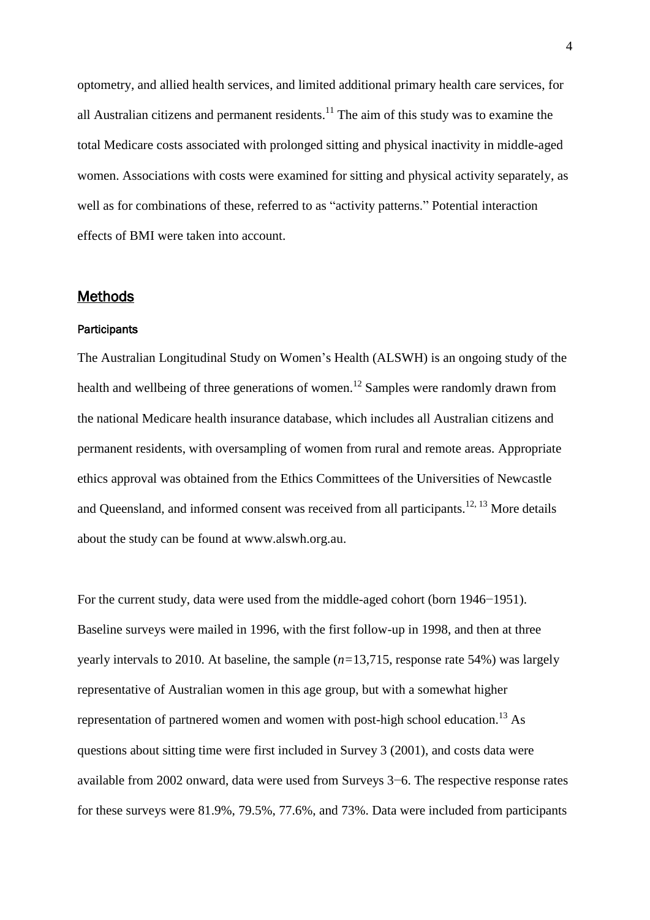optometry, and allied health services, and limited additional primary health care services, for all Australian citizens and permanent residents.[11] The aim of this study was to examine the total Medicare costs associated with prolonged sitting and physical inactivity in middle-aged women. Associations with costs were examined for sitting and physical activity separately, as well as for combinations of these, referred to as "activity patterns." Potential interaction effects of BMI were taken into account.

## Methods

### Participants

The Australian Longitudinal Study on Women's Health (ALSWH) is an ongoing study of the health and wellbeing of three generations of women.[12] Samples were randomly drawn from the national Medicare health insurance database, which includes all Australian citizens and permanent residents, with oversampling of women from rural and remote areas. Appropriate ethics approval was obtained from the Ethics Committees of the Universities of Newcastle and Queensland, and informed consent was received from all participants.[12, 13] More details about the study can be found at www.alswh.org.au.

For the current study, data were used from the middle-aged cohort (born 1946−1951). Baseline surveys were mailed in 1996, with the first follow-up in 1998, and then at three yearly intervals to 2010. At baseline, the sample (*n*=13,715, response rate 54%) was largely representative of Australian women in this age group, but with a somewhat higher representation of partnered women and women with post-high school education.[13] As questions about sitting time were first included in Survey 3 (2001), and costs data were available from 2002 onward, data were used from Surveys 3−6. The respective response rates for these surveys were 81.9%, 79.5%, 77.6%, and 73%. Data were included from participants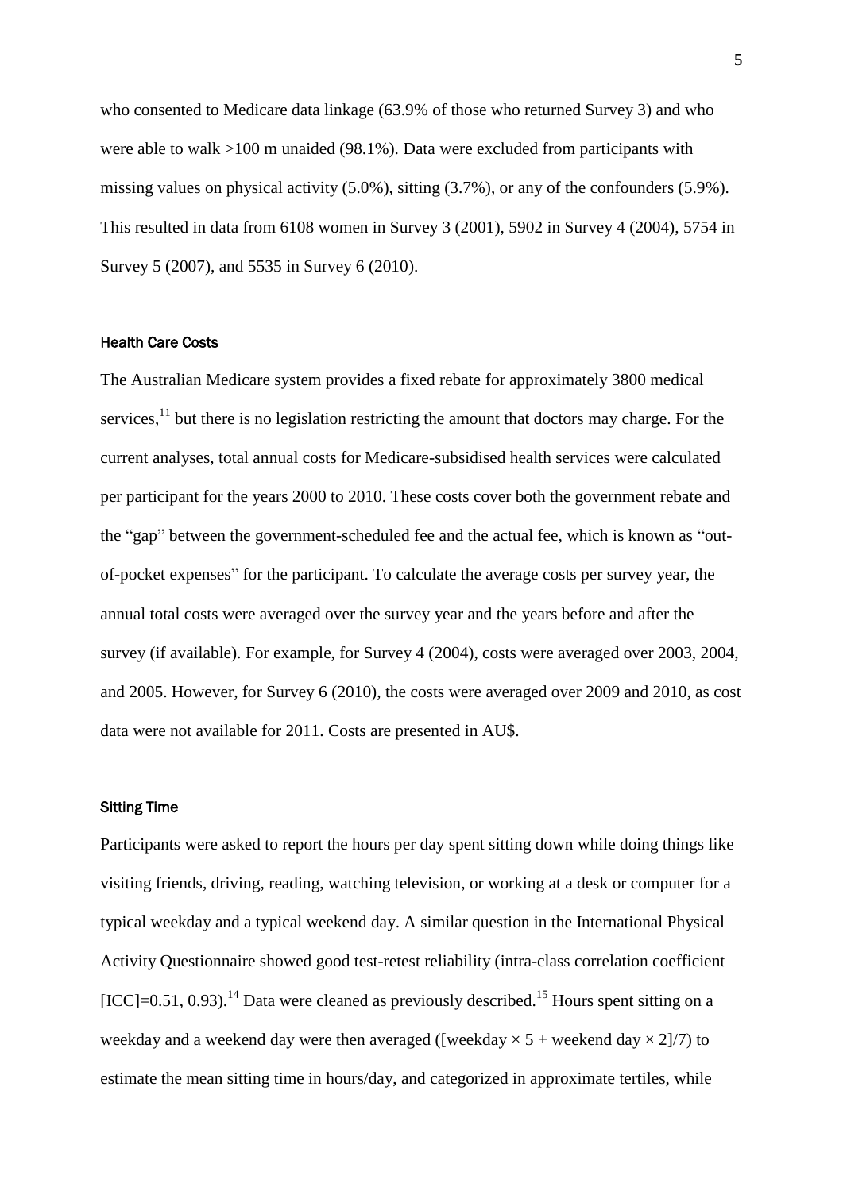who consented to Medicare data linkage (63.9% of those who returned Survey 3) and who were able to walk >100 m unaided (98.1%). Data were excluded from participants with missing values on physical activity (5.0%), sitting (3.7%), or any of the confounders (5.9%). This resulted in data from 6108 women in Survey 3 (2001), 5902 in Survey 4 (2004), 5754 in Survey 5 (2007), and 5535 in Survey 6 (2010).

#### Health Care Costs

The Australian Medicare system provides a fixed rebate for approximately 3800 medical services,[11] but there is no legislation restricting the amount that doctors may charge. For the current analyses, total annual costs for Medicare-subsidised health services were calculated per participant for the years 2000 to 2010. These costs cover both the government rebate and the "gap" between the government-scheduled fee and the actual fee, which is known as "out-of-pocket expenses" for the participant. To calculate the average costs per survey year, the annual total costs were averaged over the survey year and the years before and after the survey (if available). For example, for Survey 4 (2004), costs were averaged over 2003, 2004, and 2005. However, for Survey 6 (2010), the costs were averaged over 2009 and 2010, as cost data were not available for 2011. Costs are presented in AU$.

#### Sitting Time

Participants were asked to report the hours per day spent sitting down while doing things like visiting friends, driving, reading, watching television, or working at a desk or computer for a typical weekday and a typical weekend day. A similar question in the International Physical Activity Questionnaire showed good test-retest reliability (intra-class correlation coefficient [ICC]=0.51, 0.93).[14] Data were cleaned as previously described.[15] Hours spent sitting on a weekday and a weekend day were then averaged ([weekday $\times$ 5 + weekend day $\times$ 2]/7) to estimate the mean sitting time in hours/day, and categorized in approximate tertiles, while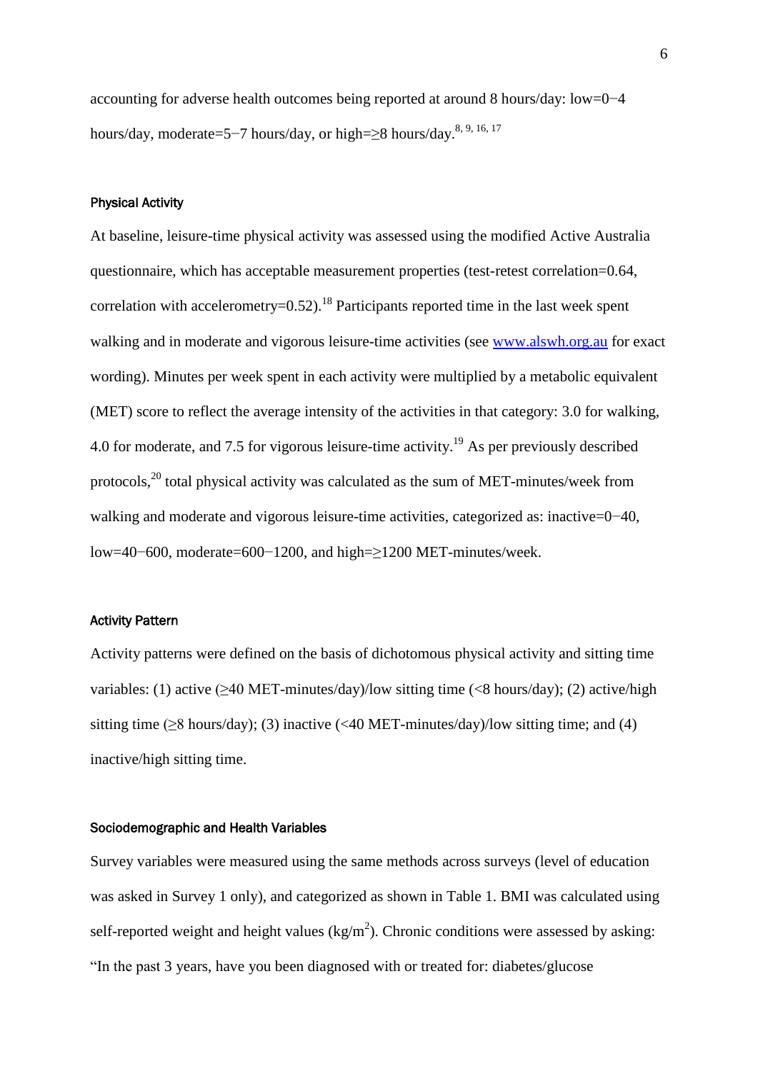accounting for adverse health outcomes being reported at around 8 hours/day: low=0−4 hours/day, moderate=5−7 hours/day, or high=≥8 hours/day.[8, 9, 16, 17]

### Physical Activity

At baseline, leisure-time physical activity was assessed using the modified Active Australia questionnaire, which has acceptable measurement properties (test-retest correlation=0.64, correlation with accelerometry=0.52).[18] Participants reported time in the last week spent walking and in moderate and vigorous leisure-time activities (see www.alswh.org.au for exact wording). Minutes per week spent in each activity were multiplied by a metabolic equivalent (MET) score to reflect the average intensity of the activities in that category: 3.0 for walking, 4.0 for moderate, and 7.5 for vigorous leisure-time activity.[19] As per previously described protocols,[20] total physical activity was calculated as the sum of MET-minutes/week from walking and moderate and vigorous leisure-time activities, categorized as: inactive=0−40, low=40−600, moderate=600−1200, and high=≥1200 MET-minutes/week.

### Activity Pattern

Activity patterns were defined on the basis of dichotomous physical activity and sitting time variables: (1) active (≥40 MET-minutes/day)/low sitting time (<8 hours/day); (2) active/high sitting time (≥8 hours/day); (3) inactive (<40 MET-minutes/day)/low sitting time; and (4) inactive/high sitting time.

### Sociodemographic and Health Variables

Survey variables were measured using the same methods across surveys (level of education was asked in Survey 1 only), and categorized as shown in Table 1. BMI was calculated using self-reported weight and height values ($kg/m^2$). Chronic conditions were assessed by asking: "In the past 3 years, have you been diagnosed with or treated for: diabetes/glucose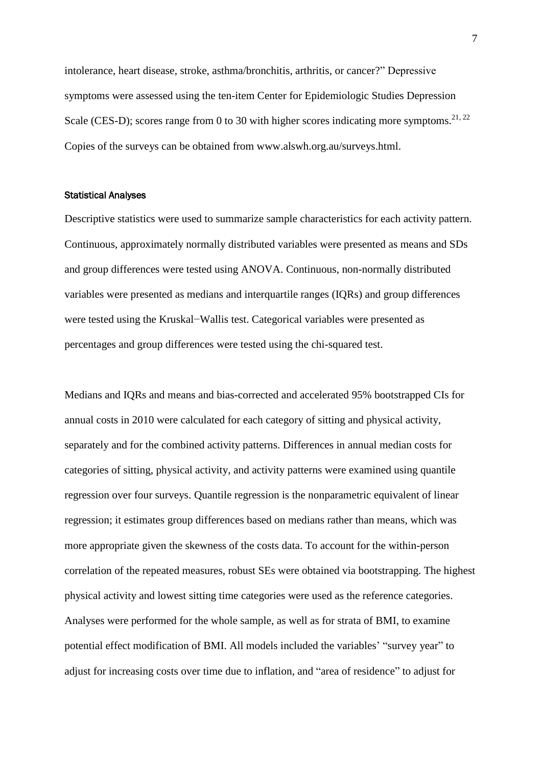intolerance, heart disease, stroke, asthma/bronchitis, arthritis, or cancer?" Depressive symptoms were assessed using the ten-item Center for Epidemiologic Studies Depression Scale (CES-D); scores range from 0 to 30 with higher scores indicating more symptoms.[21, 22] Copies of the surveys can be obtained from www.alswh.org.au/surveys.html.

### Statistical Analyses

Descriptive statistics were used to summarize sample characteristics for each activity pattern. Continuous, approximately normally distributed variables were presented as means and SDs and group differences were tested using ANOVA. Continuous, non-normally distributed variables were presented as medians and interquartile ranges (IQRs) and group differences were tested using the Kruskal−Wallis test. Categorical variables were presented as percentages and group differences were tested using the chi-squared test.

Medians and IQRs and means and bias-corrected and accelerated 95% bootstrapped CIs for annual costs in 2010 were calculated for each category of sitting and physical activity, separately and for the combined activity patterns. Differences in annual median costs for categories of sitting, physical activity, and activity patterns were examined using quantile regression over four surveys. Quantile regression is the nonparametric equivalent of linear regression; it estimates group differences based on medians rather than means, which was more appropriate given the skewness of the costs data. To account for the within-person correlation of the repeated measures, robust SEs were obtained via bootstrapping. The highest physical activity and lowest sitting time categories were used as the reference categories. Analyses were performed for the whole sample, as well as for strata of BMI, to examine potential effect modification of BMI. All models included the variables' "survey year" to adjust for increasing costs over time due to inflation, and "area of residence" to adjust for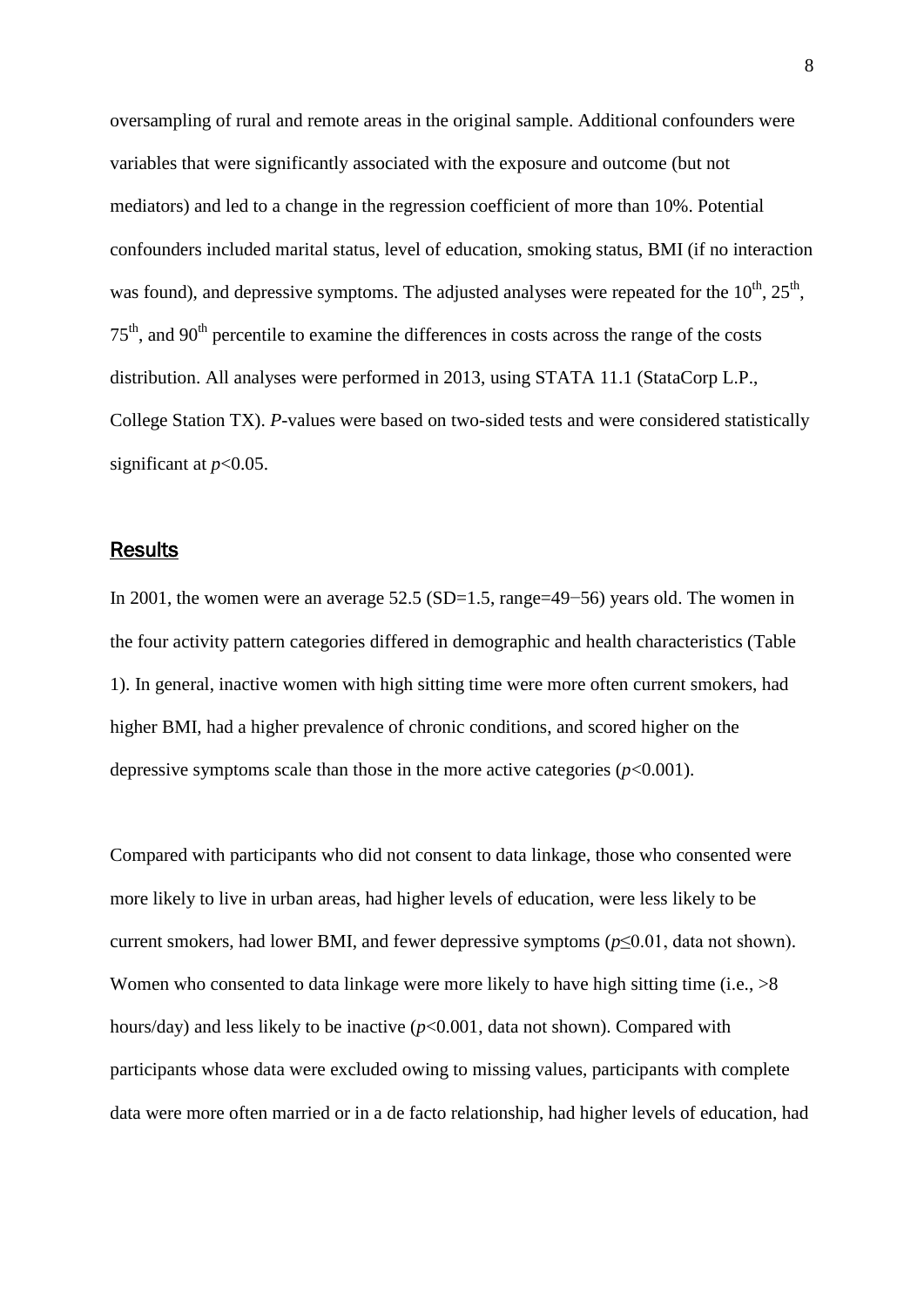oversampling of rural and remote areas in the original sample. Additional confounders were variables that were significantly associated with the exposure and outcome (but not mediators) and led to a change in the regression coefficient of more than 10%. Potential confounders included marital status, level of education, smoking status, BMI (if no interaction was found), and depressive symptoms. The adjusted analyses were repeated for the 10$^{th}$, 25$^{th}$, 75$^{th}$, and 90$^{th}$ percentile to examine the differences in costs across the range of the costs distribution. All analyses were performed in 2013, using STATA 11.1 (StataCorp L.P., College Station TX). *P*-values were based on two-sided tests and were considered statistically significant at $p<0.05$.

## Results

In 2001, the women were an average 52.5 (SD=1.5, range=49−56) years old. The women in the four activity pattern categories differed in demographic and health characteristics (Table 1). In general, inactive women with high sitting time were more often current smokers, had higher BMI, had a higher prevalence of chronic conditions, and scored higher on the depressive symptoms scale than those in the more active categories ($p<0.001$).

Compared with participants who did not consent to data linkage, those who consented were more likely to live in urban areas, had higher levels of education, were less likely to be current smokers, had lower BMI, and fewer depressive symptoms ($p\leq0.01$, data not shown). Women who consented to data linkage were more likely to have high sitting time (i.e., >8 hours/day) and less likely to be inactive ($p<0.001$, data not shown). Compared with participants whose data were excluded owing to missing values, participants with complete data were more often married or in a de facto relationship, had higher levels of education, had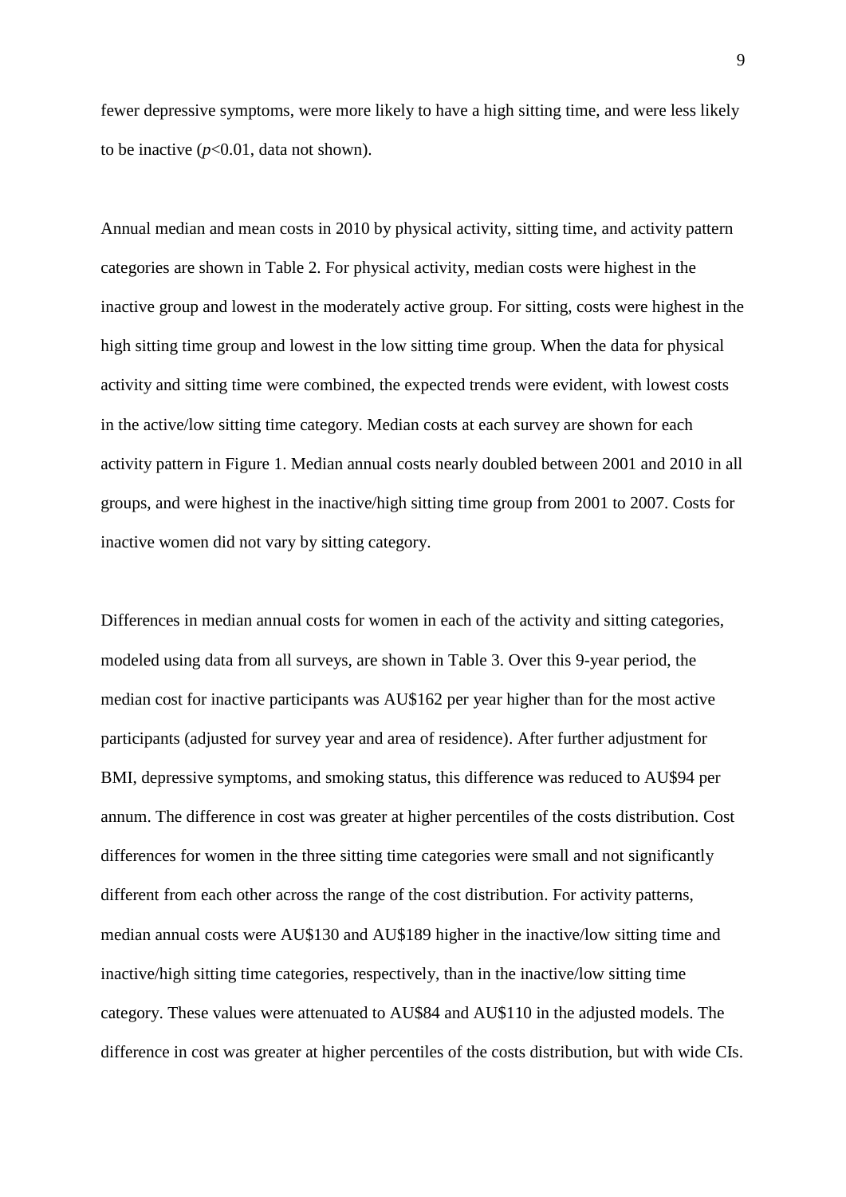fewer depressive symptoms, were more likely to have a high sitting time, and were less likely to be inactive ($p$<0.01, data not shown).

Annual median and mean costs in 2010 by physical activity, sitting time, and activity pattern categories are shown in Table 2. For physical activity, median costs were highest in the inactive group and lowest in the moderately active group. For sitting, costs were highest in the high sitting time group and lowest in the low sitting time group. When the data for physical activity and sitting time were combined, the expected trends were evident, with lowest costs in the active/low sitting time category. Median costs at each survey are shown for each activity pattern in Figure 1. Median annual costs nearly doubled between 2001 and 2010 in all groups, and were highest in the inactive/high sitting time group from 2001 to 2007. Costs for inactive women did not vary by sitting category.

Differences in median annual costs for women in each of the activity and sitting categories, modeled using data from all surveys, are shown in Table 3. Over this 9-year period, the median cost for inactive participants was AU$162 per year higher than for the most active participants (adjusted for survey year and area of residence). After further adjustment for BMI, depressive symptoms, and smoking status, this difference was reduced to AU$94 per annum. The difference in cost was greater at higher percentiles of the costs distribution. Cost differences for women in the three sitting time categories were small and not significantly different from each other across the range of the cost distribution. For activity patterns, median annual costs were AU$130 and AU$189 higher in the inactive/low sitting time and inactive/high sitting time categories, respectively, than in the inactive/low sitting time category. These values were attenuated to AU$84 and AU$110 in the adjusted models. The difference in cost was greater at higher percentiles of the costs distribution, but with wide CIs.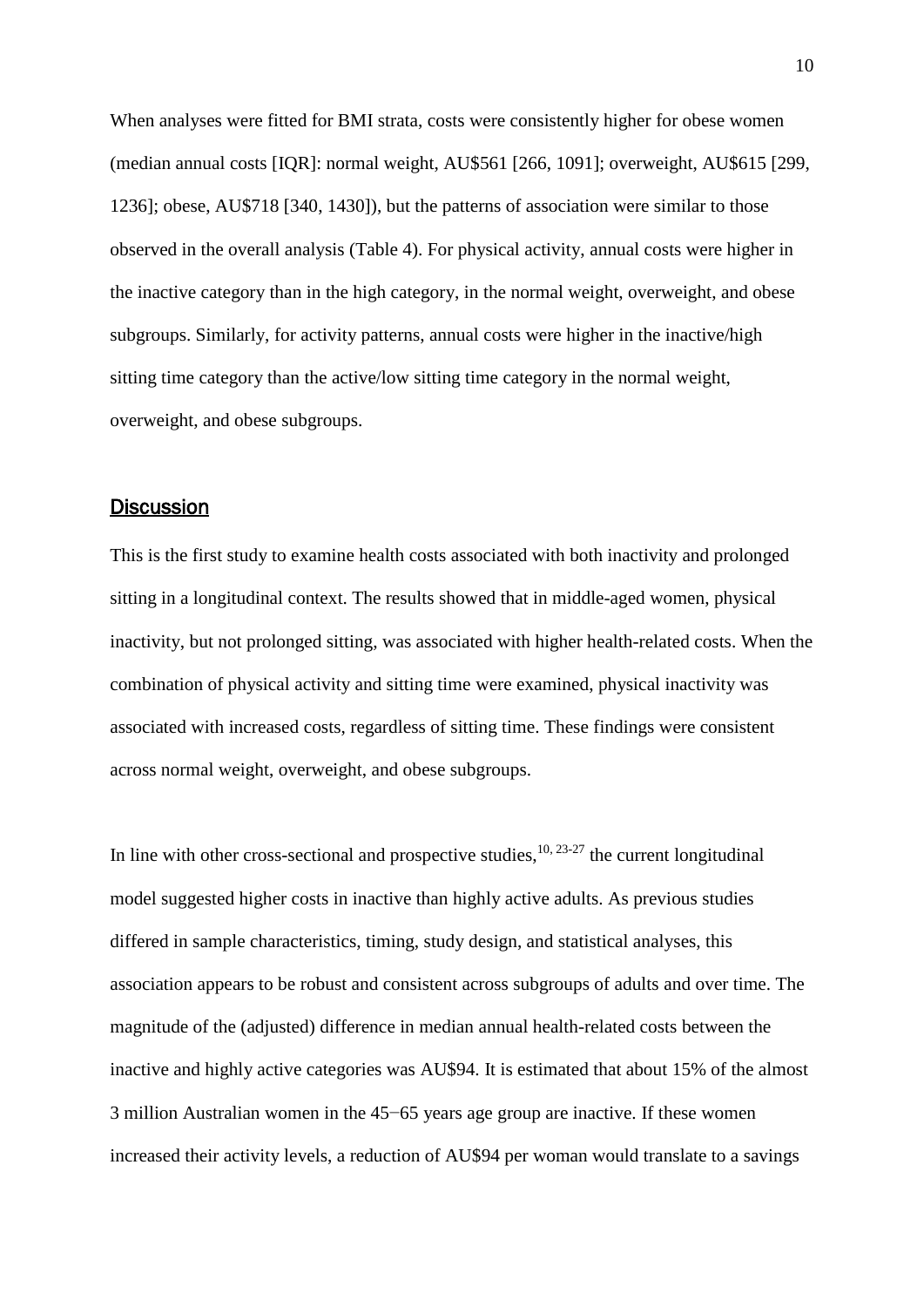When analyses were fitted for BMI strata, costs were consistently higher for obese women (median annual costs [IQR]: normal weight, AU$561 [266, 1091]; overweight, AU$615 [299, 1236]; obese, AU$718 [340, 1430]), but the patterns of association were similar to those observed in the overall analysis (Table 4). For physical activity, annual costs were higher in the inactive category than in the high category, in the normal weight, overweight, and obese subgroups. Similarly, for activity patterns, annual costs were higher in the inactive/high sitting time category than the active/low sitting time category in the normal weight, overweight, and obese subgroups.

## Discussion

This is the first study to examine health costs associated with both inactivity and prolonged sitting in a longitudinal context. The results showed that in middle-aged women, physical inactivity, but not prolonged sitting, was associated with higher health-related costs. When the combination of physical activity and sitting time were examined, physical inactivity was associated with increased costs, regardless of sitting time. These findings were consistent across normal weight, overweight, and obese subgroups.

In line with other cross-sectional and prospective studies,[10, 23-27] the current longitudinal model suggested higher costs in inactive than highly active adults. As previous studies differed in sample characteristics, timing, study design, and statistical analyses, this association appears to be robust and consistent across subgroups of adults and over time. The magnitude of the (adjusted) difference in median annual health-related costs between the inactive and highly active categories was AU$94. It is estimated that about 15% of the almost 3 million Australian women in the 45−65 years age group are inactive. If these women increased their activity levels, a reduction of AU$94 per woman would translate to a savings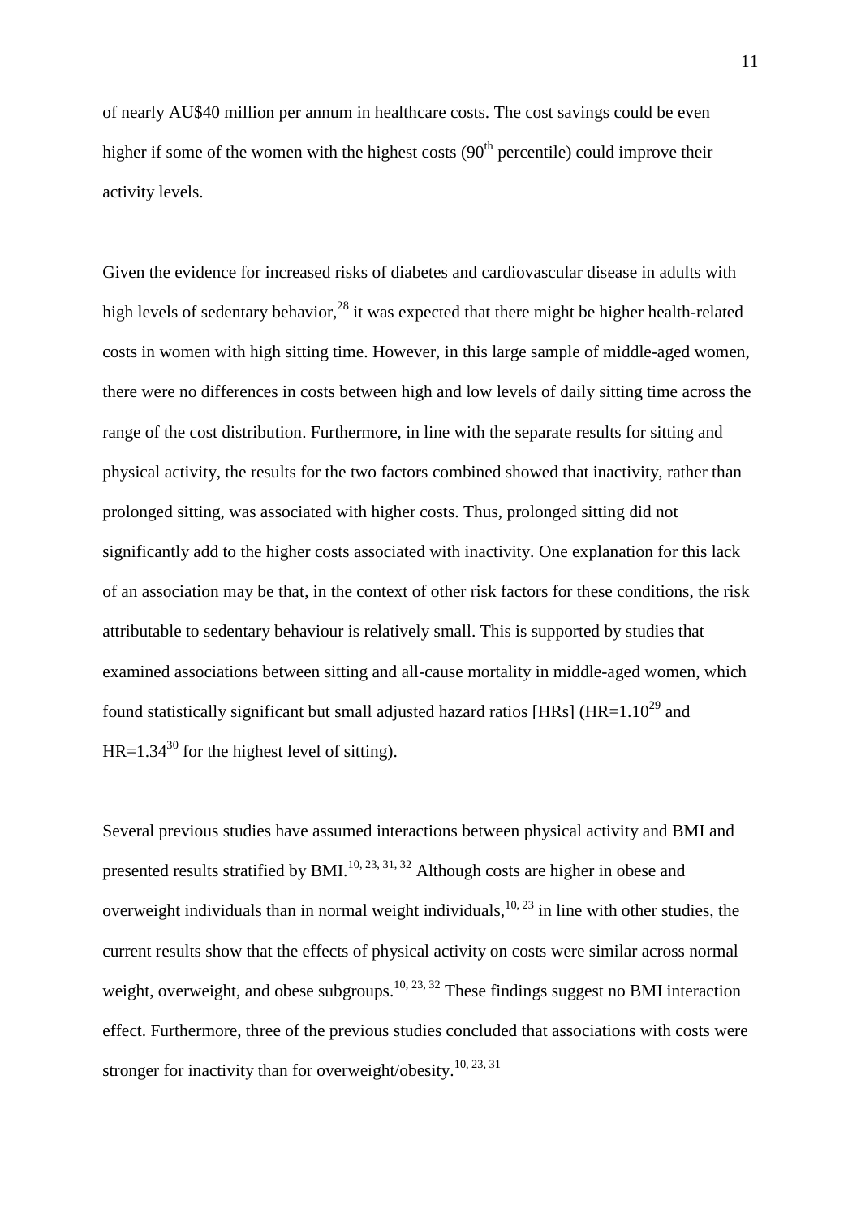of nearly AU$40 million per annum in healthcare costs. The cost savings could be even higher if some of the women with the highest costs (90$^{th}$ percentile) could improve their activity levels.

Given the evidence for increased risks of diabetes and cardiovascular disease in adults with high levels of sedentary behavior,[28] it was expected that there might be higher health-related costs in women with high sitting time. However, in this large sample of middle-aged women, there were no differences in costs between high and low levels of daily sitting time across the range of the cost distribution. Furthermore, in line with the separate results for sitting and physical activity, the results for the two factors combined showed that inactivity, rather than prolonged sitting, was associated with higher costs. Thus, prolonged sitting did not significantly add to the higher costs associated with inactivity. One explanation for this lack of an association may be that, in the context of other risk factors for these conditions, the risk attributable to sedentary behaviour is relatively small. This is supported by studies that examined associations between sitting and all-cause mortality in middle-aged women, which found statistically significant but small adjusted hazard ratios [HRs] (HR=1.10[29] and HR=1.34[30] for the highest level of sitting).

Several previous studies have assumed interactions between physical activity and BMI and presented results stratified by BMI.[10, 23, 31, 32] Although costs are higher in obese and overweight individuals than in normal weight individuals,[10, 23] in line with other studies, the current results show that the effects of physical activity on costs were similar across normal weight, overweight, and obese subgroups.[10, 23, 32] These findings suggest no BMI interaction effect. Furthermore, three of the previous studies concluded that associations with costs were stronger for inactivity than for overweight/obesity.[10, 23, 31]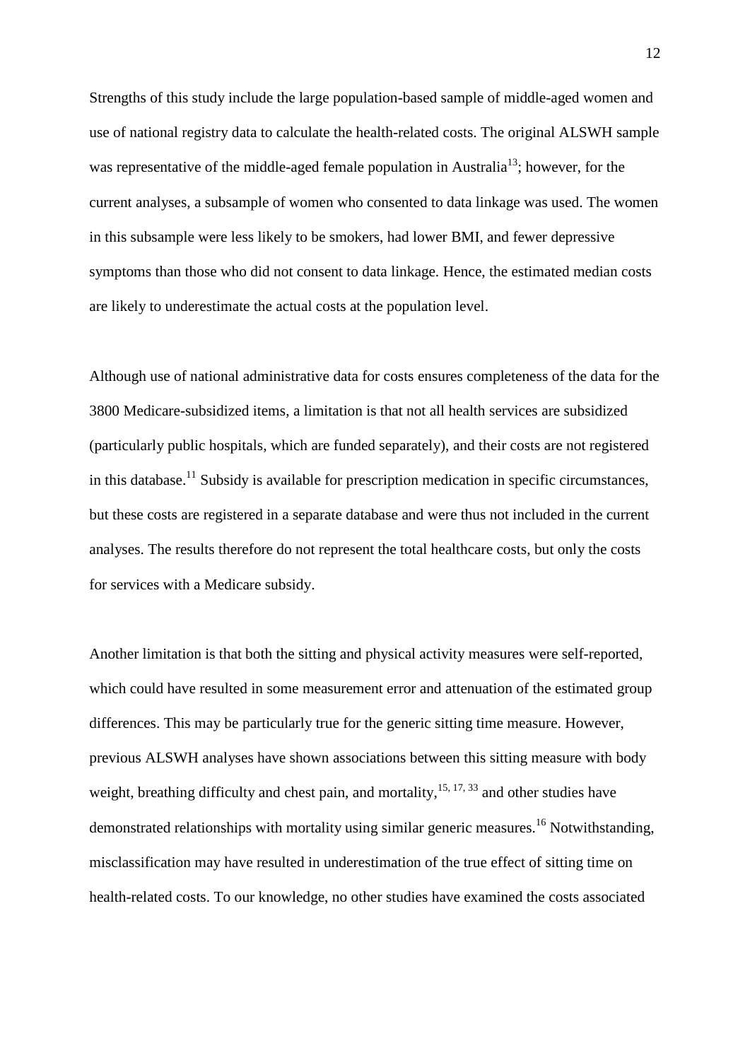Strengths of this study include the large population-based sample of middle-aged women and use of national registry data to calculate the health-related costs. The original ALSWH sample was representative of the middle-aged female population in Australia[13]; however, for the current analyses, a subsample of women who consented to data linkage was used. The women in this subsample were less likely to be smokers, had lower BMI, and fewer depressive symptoms than those who did not consent to data linkage. Hence, the estimated median costs are likely to underestimate the actual costs at the population level.

Although use of national administrative data for costs ensures completeness of the data for the 3800 Medicare-subsidized items, a limitation is that not all health services are subsidized (particularly public hospitals, which are funded separately), and their costs are not registered in this database.[11] Subsidy is available for prescription medication in specific circumstances, but these costs are registered in a separate database and were thus not included in the current analyses. The results therefore do not represent the total healthcare costs, but only the costs for services with a Medicare subsidy.

Another limitation is that both the sitting and physical activity measures were self-reported, which could have resulted in some measurement error and attenuation of the estimated group differences. This may be particularly true for the generic sitting time measure. However, previous ALSWH analyses have shown associations between this sitting measure with body weight, breathing difficulty and chest pain, and mortality,[15, 17, 33] and other studies have demonstrated relationships with mortality using similar generic measures.[16] Notwithstanding, misclassification may have resulted in underestimation of the true effect of sitting time on health-related costs. To our knowledge, no other studies have examined the costs associated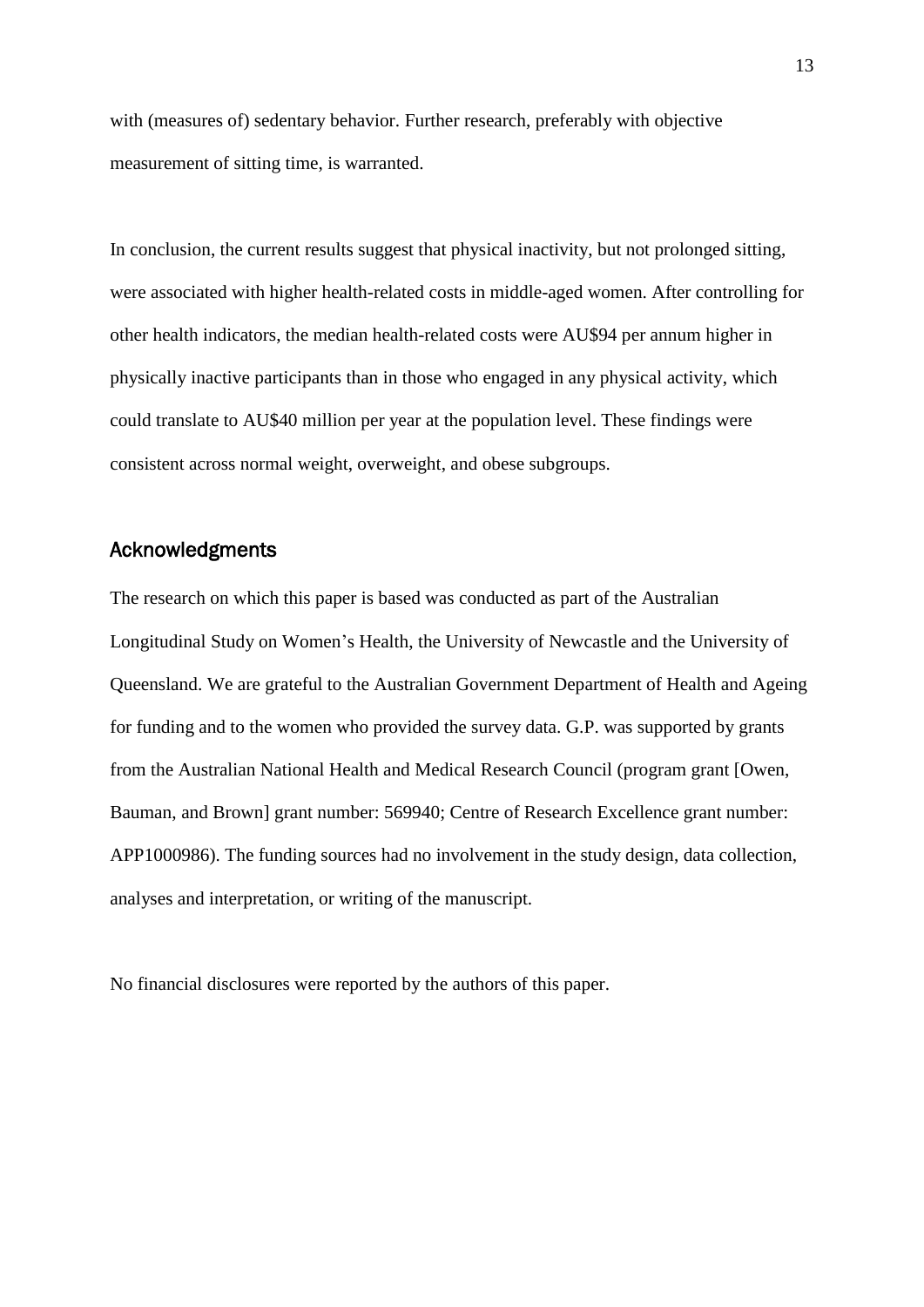with (measures of) sedentary behavior. Further research, preferably with objective measurement of sitting time, is warranted.

In conclusion, the current results suggest that physical inactivity, but not prolonged sitting, were associated with higher health-related costs in middle-aged women. After controlling for other health indicators, the median health-related costs were AU$94 per annum higher in physically inactive participants than in those who engaged in any physical activity, which could translate to AU$40 million per year at the population level. These findings were consistent across normal weight, overweight, and obese subgroups.

## Acknowledgments

The research on which this paper is based was conducted as part of the Australian Longitudinal Study on Women's Health, the University of Newcastle and the University of Queensland. We are grateful to the Australian Government Department of Health and Ageing for funding and to the women who provided the survey data. G.P. was supported by grants from the Australian National Health and Medical Research Council (program grant [Owen, Bauman, and Brown] grant number: 569940; Centre of Research Excellence grant number: APP1000986). The funding sources had no involvement in the study design, data collection, analyses and interpretation, or writing of the manuscript.

No financial disclosures were reported by the authors of this paper.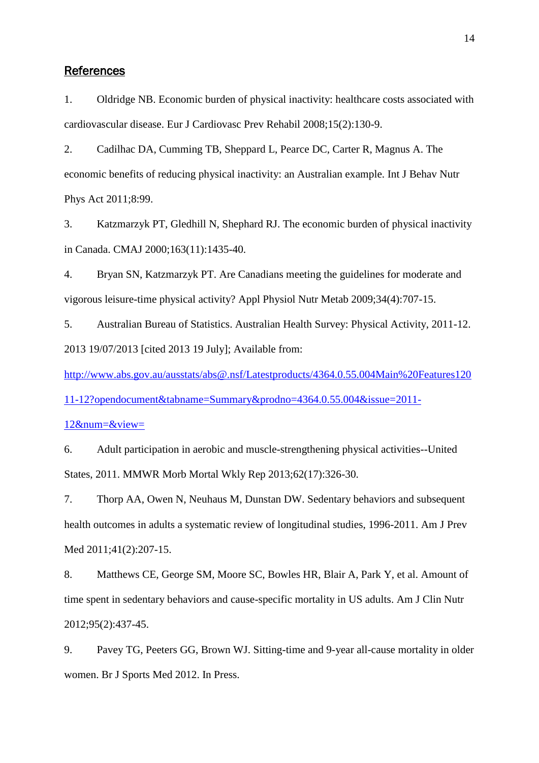## References

1. Oldridge NB. Economic burden of physical inactivity: healthcare costs associated with cardiovascular disease. Eur J Cardiovasc Prev Rehabil 2008;15(2):130-9.

2. Cadilhac DA, Cumming TB, Sheppard L, Pearce DC, Carter R, Magnus A. The economic benefits of reducing physical inactivity: an Australian example. Int J Behav Nutr Phys Act 2011;8:99.

3. Katzmarzyk PT, Gledhill N, Shephard RJ. The economic burden of physical inactivity in Canada. CMAJ 2000;163(11):1435-40.

4. Bryan SN, Katzmarzyk PT. Are Canadians meeting the guidelines for moderate and vigorous leisure-time physical activity? Appl Physiol Nutr Metab 2009;34(4):707-15.

5. Australian Bureau of Statistics. Australian Health Survey: Physical Activity, 2011-12. 2013 19/07/2013 [cited 2013 19 July]; Available from: http://www.abs.gov.au/ausstats/abs@.nsf/Latestproducts/4364.0.55.004Main%20Features12011-12?opendocument&tabname=Summary&prodno=4364.0.55.004&issue=2011-12&num=&view=

6. Adult participation in aerobic and muscle-strengthening physical activities--United States, 2011. MMWR Morb Mortal Wkly Rep 2013;62(17):326-30.

7. Thorp AA, Owen N, Neuhaus M, Dunstan DW. Sedentary behaviors and subsequent health outcomes in adults a systematic review of longitudinal studies, 1996-2011. Am J Prev Med 2011;41(2):207-15.

8. Matthews CE, George SM, Moore SC, Bowles HR, Blair A, Park Y, et al. Amount of time spent in sedentary behaviors and cause-specific mortality in US adults. Am J Clin Nutr 2012;95(2):437-45.

9. Pavey TG, Peeters GG, Brown WJ. Sitting-time and 9-year all-cause mortality in older women. Br J Sports Med 2012. In Press.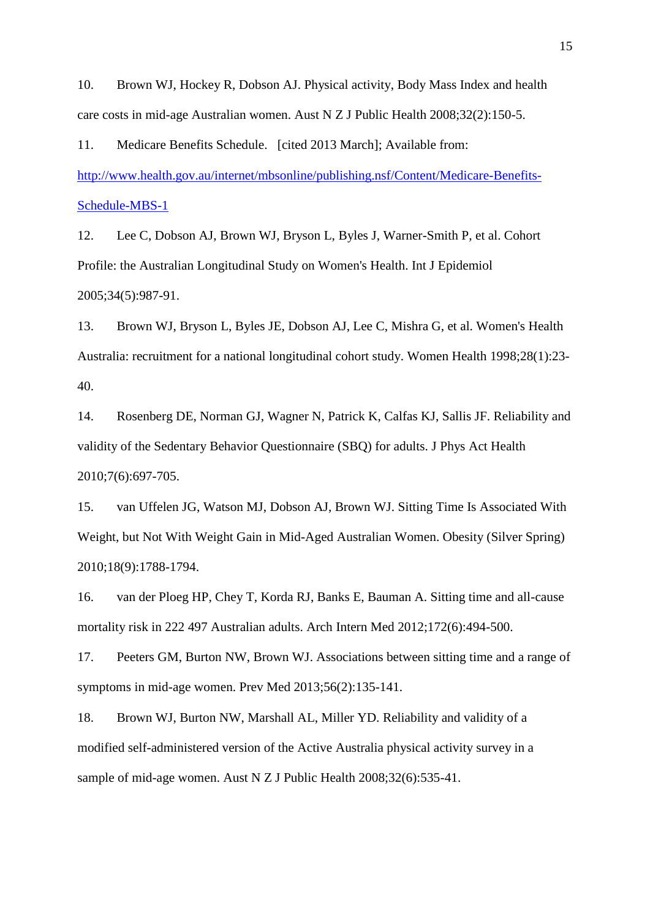10. Brown WJ, Hockey R, Dobson AJ. Physical activity, Body Mass Index and health care costs in mid-age Australian women. Aust N Z J Public Health 2008;32(2):150-5.

11. Medicare Benefits Schedule. [cited 2013 March]; Available from: http://www.health.gov.au/internet/mbsonline/publishing.nsf/Content/Medicare-Benefits-Schedule-MBS-1

12. Lee C, Dobson AJ, Brown WJ, Bryson L, Byles J, Warner-Smith P, et al. Cohort Profile: the Australian Longitudinal Study on Women's Health. Int J Epidemiol 2005;34(5):987-91.

13. Brown WJ, Bryson L, Byles JE, Dobson AJ, Lee C, Mishra G, et al. Women's Health Australia: recruitment for a national longitudinal cohort study. Women Health 1998;28(1):23-40.

14. Rosenberg DE, Norman GJ, Wagner N, Patrick K, Calfas KJ, Sallis JF. Reliability and validity of the Sedentary Behavior Questionnaire (SBQ) for adults. J Phys Act Health 2010;7(6):697-705.

15. van Uffelen JG, Watson MJ, Dobson AJ, Brown WJ. Sitting Time Is Associated With Weight, but Not With Weight Gain in Mid-Aged Australian Women. Obesity (Silver Spring) 2010;18(9):1788-1794.

16. van der Ploeg HP, Chey T, Korda RJ, Banks E, Bauman A. Sitting time and all-cause mortality risk in 222 497 Australian adults. Arch Intern Med 2012;172(6):494-500.

17. Peeters GM, Burton NW, Brown WJ. Associations between sitting time and a range of symptoms in mid-age women. Prev Med 2013;56(2):135-141.

18. Brown WJ, Burton NW, Marshall AL, Miller YD. Reliability and validity of a modified self-administered version of the Active Australia physical activity survey in a sample of mid-age women. Aust N Z J Public Health 2008;32(6):535-41.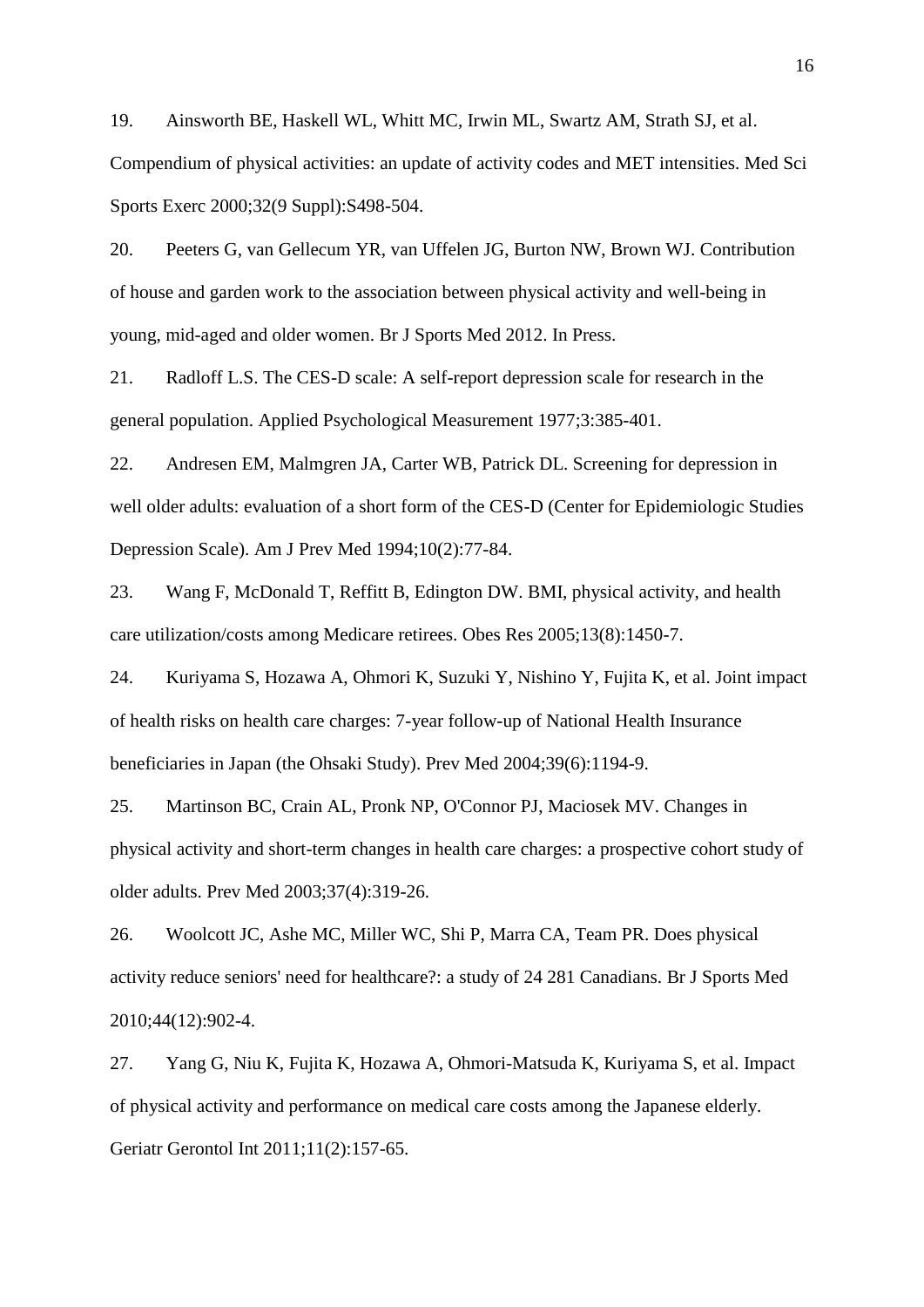19. Ainsworth BE, Haskell WL, Whitt MC, Irwin ML, Swartz AM, Strath SJ, et al. Compendium of physical activities: an update of activity codes and MET intensities. Med Sci Sports Exerc 2000;32(9 Suppl):S498-504.

20. Peeters G, van Gellecum YR, van Uffelen JG, Burton NW, Brown WJ. Contribution of house and garden work to the association between physical activity and well-being in young, mid-aged and older women. Br J Sports Med 2012. In Press.

21. Radloff L.S. The CES-D scale: A self-report depression scale for research in the general population. Applied Psychological Measurement 1977;3:385-401.

22. Andresen EM, Malmgren JA, Carter WB, Patrick DL. Screening for depression in well older adults: evaluation of a short form of the CES-D (Center for Epidemiologic Studies Depression Scale). Am J Prev Med 1994;10(2):77-84.

23. Wang F, McDonald T, Reffitt B, Edington DW. BMI, physical activity, and health care utilization/costs among Medicare retirees. Obes Res 2005;13(8):1450-7.

24. Kuriyama S, Hozawa A, Ohmori K, Suzuki Y, Nishino Y, Fujita K, et al. Joint impact of health risks on health care charges: 7-year follow-up of National Health Insurance beneficiaries in Japan (the Ohsaki Study). Prev Med 2004;39(6):1194-9.

25. Martinson BC, Crain AL, Pronk NP, O'Connor PJ, Maciosek MV. Changes in physical activity and short-term changes in health care charges: a prospective cohort study of older adults. Prev Med 2003;37(4):319-26.

26. Woolcott JC, Ashe MC, Miller WC, Shi P, Marra CA, Team PR. Does physical activity reduce seniors' need for healthcare?: a study of 24 281 Canadians. Br J Sports Med 2010;44(12):902-4.

27. Yang G, Niu K, Fujita K, Hozawa A, Ohmori-Matsuda K, Kuriyama S, et al. Impact of physical activity and performance on medical care costs among the Japanese elderly. Geriatr Gerontol Int 2011;11(2):157-65.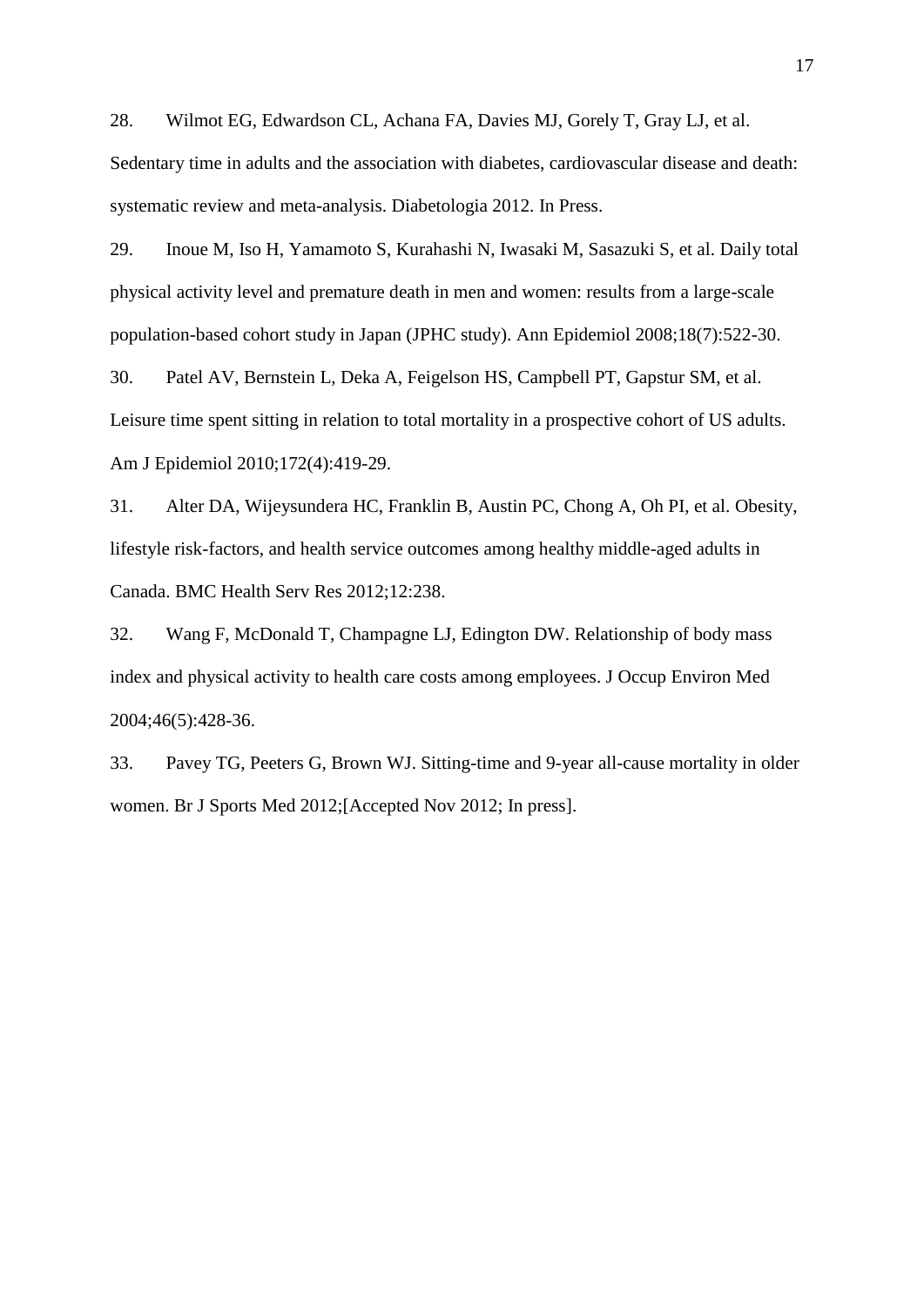28. Wilmot EG, Edwardson CL, Achana FA, Davies MJ, Gorely T, Gray LJ, et al. Sedentary time in adults and the association with diabetes, cardiovascular disease and death: systematic review and meta-analysis. Diabetologia 2012. In Press.

29. Inoue M, Iso H, Yamamoto S, Kurahashi N, Iwasaki M, Sasazuki S, et al. Daily total physical activity level and premature death in men and women: results from a large-scale population-based cohort study in Japan (JPHC study). Ann Epidemiol 2008;18(7):522-30.

30. Patel AV, Bernstein L, Deka A, Feigelson HS, Campbell PT, Gapstur SM, et al. Leisure time spent sitting in relation to total mortality in a prospective cohort of US adults. Am J Epidemiol 2010;172(4):419-29.

31. Alter DA, Wijeysundera HC, Franklin B, Austin PC, Chong A, Oh PI, et al. Obesity, lifestyle risk-factors, and health service outcomes among healthy middle-aged adults in Canada. BMC Health Serv Res 2012;12:238.

32. Wang F, McDonald T, Champagne LJ, Edington DW. Relationship of body mass index and physical activity to health care costs among employees. J Occup Environ Med 2004;46(5):428-36.

33. Pavey TG, Peeters G, Brown WJ. Sitting-time and 9-year all-cause mortality in older women. Br J Sports Med 2012;[Accepted Nov 2012; In press].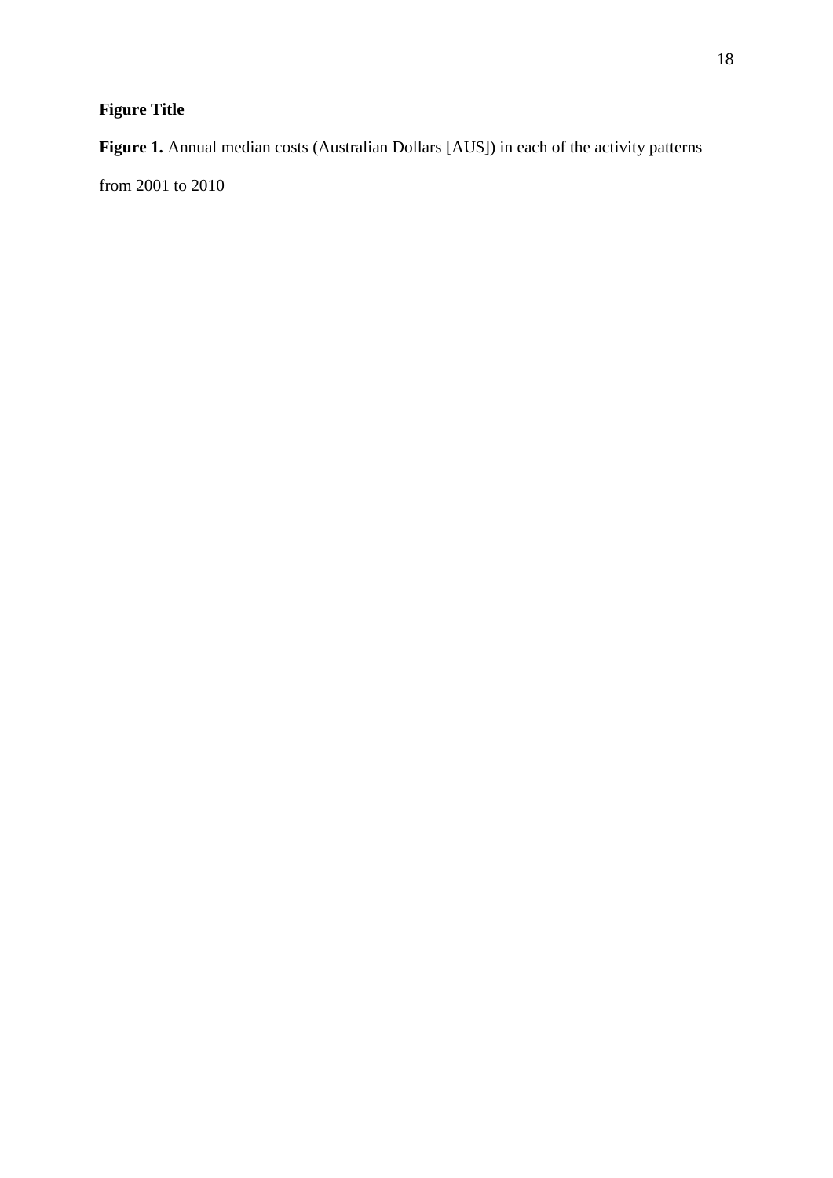**Figure Title**

**Figure 1.** Annual median costs (Australian Dollars [AU$]) in each of the activity patterns from 2001 to 2010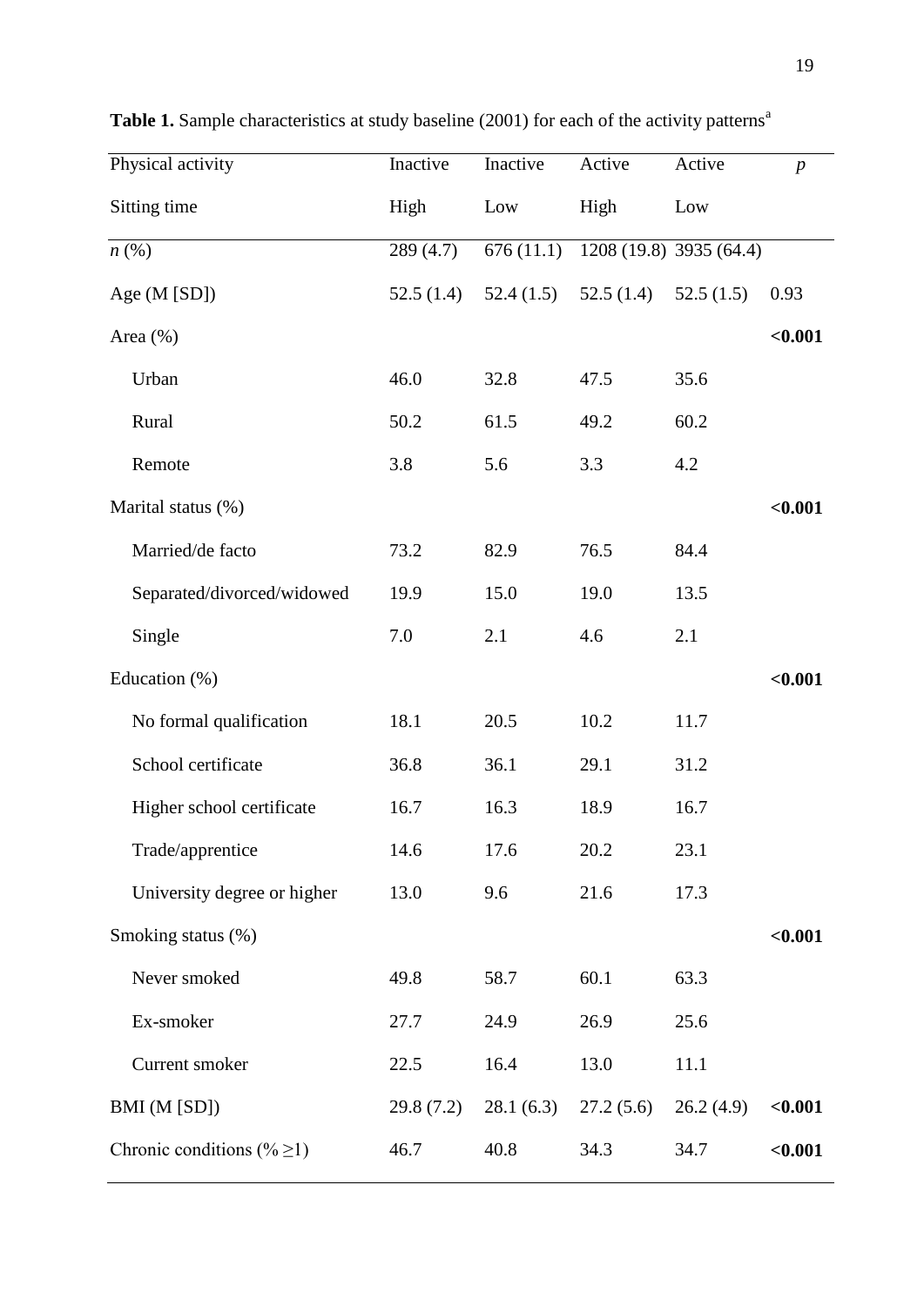**Table 1.** Sample characteristics at study baseline (2001) for each of the activity patterns[a]

| Physical activity | Inactive | Inactive | Active | Active | *p* |
|---|---|---|---|---|---|
| Sitting time | High | Low | High | Low | |
| *n* (%) | 289 (4.7) | 676 (11.1) | 1208 (19.8) | 3935 (64.4) | |
| Age (M [SD]) | 52.5 (1.4) | 52.4 (1.5) | 52.5 (1.4) | 52.5 (1.5) | 0.93 |
| Area (%) | | | | | **<0.001** |
| Urban | 46.0 | 32.8 | 47.5 | 35.6 | |
| Rural | 50.2 | 61.5 | 49.2 | 60.2 | |
| Remote | 3.8 | 5.6 | 3.3 | 4.2 | |
| Marital status (%) | | | | | **<0.001** |
| Married/de facto | 73.2 | 82.9 | 76.5 | 84.4 | |
| Separated/divorced/widowed | 19.9 | 15.0 | 19.0 | 13.5 | |
| Single | 7.0 | 2.1 | 4.6 | 2.1 | |
| Education (%) | | | | | **<0.001** |
| No formal qualification | 18.1 | 20.5 | 10.2 | 11.7 | |
| School certificate | 36.8 | 36.1 | 29.1 | 31.2 | |
| Higher school certificate | 16.7 | 16.3 | 18.9 | 16.7 | |
| Trade/apprentice | 14.6 | 17.6 | 20.2 | 23.1 | |
| University degree or higher | 13.0 | 9.6 | 21.6 | 17.3 | |
| Smoking status (%) | | | | | **<0.001** |
| Never smoked | 49.8 | 58.7 | 60.1 | 63.3 | |
| Ex-smoker | 27.7 | 24.9 | 26.9 | 25.6 | |
| Current smoker | 22.5 | 16.4 | 13.0 | 11.1 | |
| BMI (M [SD]) | 29.8 (7.2) | 28.1 (6.3) | 27.2 (5.6) | 26.2 (4.9) | **<0.001** |
| Chronic conditions (% ≥1) | 46.7 | 40.8 | 34.3 | 34.7 | **<0.001** |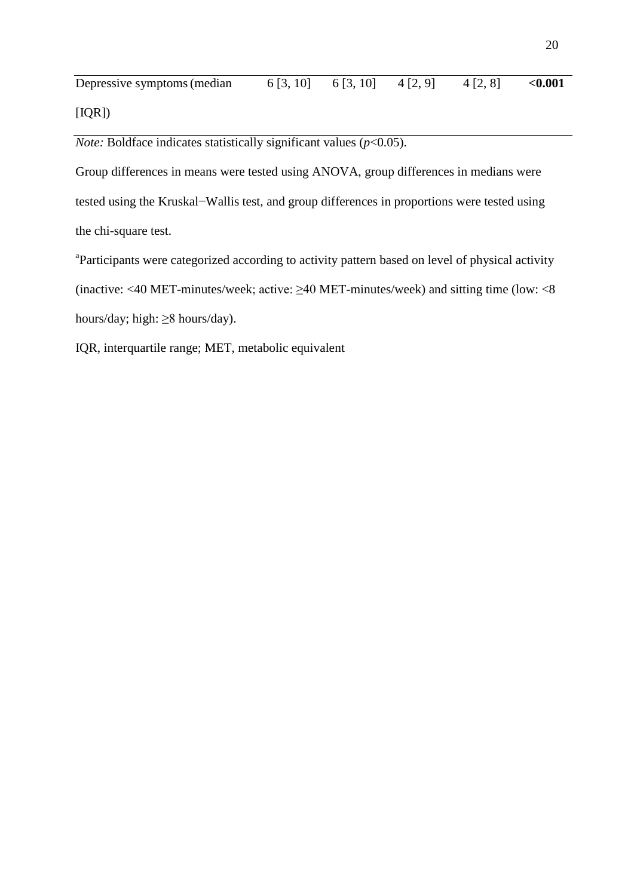| Depressive symptoms (median [IQR]) | 6 [3, 10] | 6 [3, 10] | 4 [2, 9] | 4 [2, 8] | **<0.001** |
|---|---|---|---|---|---|

*Note:* Boldface indicates statistically significant values ($p<0.05$).

Group differences in means were tested using ANOVA, group differences in medians were tested using the Kruskal−Wallis test, and group differences in proportions were tested using the chi-square test.

[a]Participants were categorized according to activity pattern based on level of physical activity (inactive: <40 MET-minutes/week; active: ≥40 MET-minutes/week) and sitting time (low: <8 hours/day; high: ≥8 hours/day).

IQR, interquartile range; MET, metabolic equivalent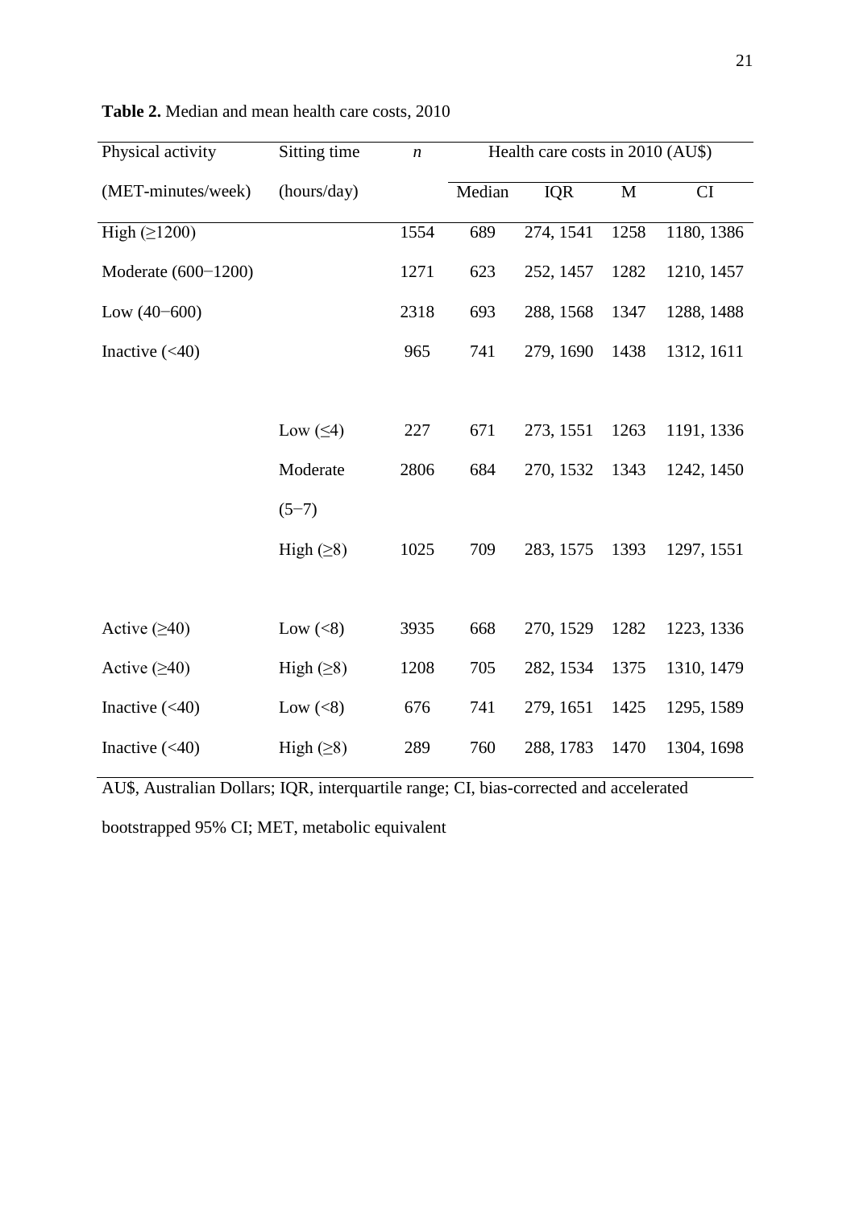**Table 2.** Median and mean health care costs, 2010

| Physical activity (MET-minutes/week) | Sitting time (hours/day) | *n* | Health care costs in 2010 (AU$) | | | |
|---|---|---|---|---|---|---|
| | | | Median | IQR | M | CI |
| High (≥1200) | | 1554 | 689 | 274, 1541 | 1258 | 1180, 1386 |
| Moderate (600−1200) | | 1271 | 623 | 252, 1457 | 1282 | 1210, 1457 |
| Low (40−600) | | 2318 | 693 | 288, 1568 | 1347 | 1288, 1488 |
| Inactive (<40) | | 965 | 741 | 279, 1690 | 1438 | 1312, 1611 |
| | Low (≤4) | 227 | 671 | 273, 1551 | 1263 | 1191, 1336 |
| | Moderate (5−7) | 2806 | 684 | 270, 1532 | 1343 | 1242, 1450 |
| | High (≥8) | 1025 | 709 | 283, 1575 | 1393 | 1297, 1551 |
| Active (≥40) | Low (<8) | 3935 | 668 | 270, 1529 | 1282 | 1223, 1336 |
| Active (≥40) | High (≥8) | 1208 | 705 | 282, 1534 | 1375 | 1310, 1479 |
| Inactive (<40) | Low (<8) | 676 | 741 | 279, 1651 | 1425 | 1295, 1589 |
| Inactive (<40) | High (≥8) | 289 | 760 | 288, 1783 | 1470 | 1304, 1698 |

AU$, Australian Dollars; IQR, interquartile range; CI, bias-corrected and accelerated bootstrapped 95% CI; MET, metabolic equivalent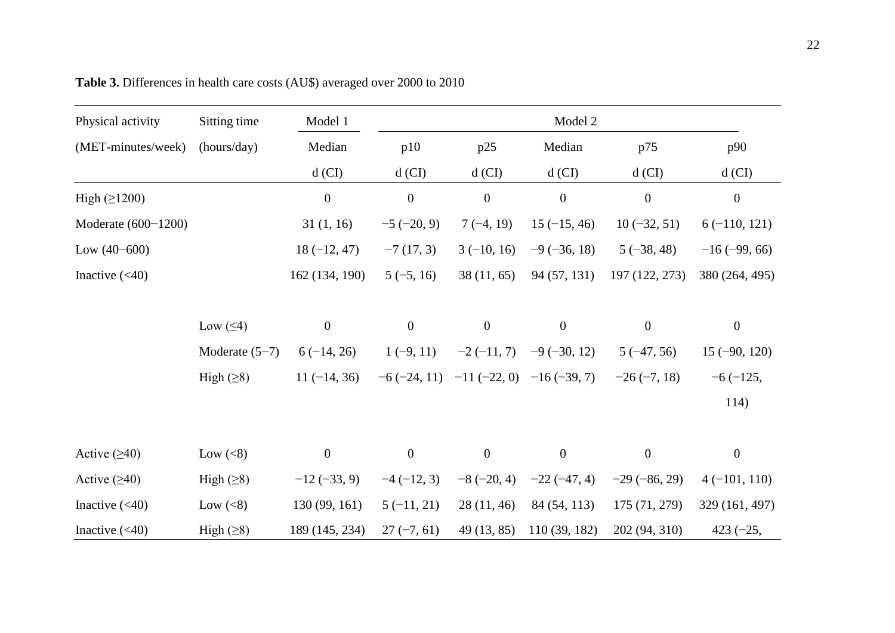**Table 3.** Differences in health care costs (AU$) averaged over 2000 to 2010

| Physical activity | Sitting time | Model 1 | Model 2 | | | | |
|---|---|---|---|---|---|---|---|
| (MET-minutes/week) | (hours/day) | Median | p10 | p25 | Median | p75 | p90 |
| | | d (CI) | d (CI) | d (CI) | d (CI) | d (CI) | d (CI) |
| High (≥1200) | | 0 | 0 | 0 | 0 | 0 | 0 |
| Moderate (600−1200) | | 31 (1, 16) | −5 (−20, 9) | 7 (−4, 19) | 15 (−15, 46) | 10 (−32, 51) | 6 (−110, 121) |
| Low (40−600) | | 18 (−12, 47) | −7 (17, 3) | 3 (−10, 16) | −9 (−36, 18) | 5 (−38, 48) | −16 (−99, 66) |
| Inactive (<40) | | 162 (134, 190) | 5 (−5, 16) | 38 (11, 65) | 94 (57, 131) | 197 (122, 273) | 380 (264, 495) |
| | Low (≤4) | 0 | 0 | 0 | 0 | 0 | 0 |
| | Moderate (5−7) | 6 (−14, 26) | 1 (−9, 11) | −2 (−11, 7) | −9 (−30, 12) | 5 (−47, 56) | 15 (−90, 120) |
| | High (≥8) | 11 (−14, 36) | −6 (−24, 11) | −11 (−22, 0) | −16 (−39, 7) | −26 (−7, 18) | −6 (−125, 114) |
| Active (≥40) | Low (<8) | 0 | 0 | 0 | 0 | 0 | 0 |
| Active (≥40) | High (≥8) | −12 (−33, 9) | −4 (−12, 3) | −8 (−20, 4) | −22 (−47, 4) | −29 (−86, 29) | 4 (−101, 110) |
| Inactive (<40) | Low (<8) | 130 (99, 161) | 5 (−11, 21) | 28 (11, 46) | 84 (54, 113) | 175 (71, 279) | 329 (161, 497) |
| Inactive (<40) | High (≥8) | 189 (145, 234) | 27 (−7, 61) | 49 (13, 85) | 110 (39, 182) | 202 (94, 310) | 423 (−25, |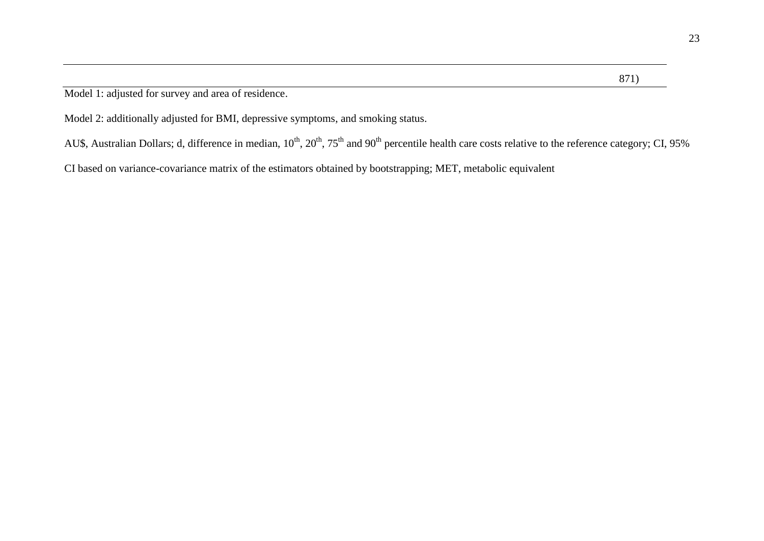| | |
|---|---|
| | 871) |

Model 1: adjusted for survey and area of residence.

Model 2: additionally adjusted for BMI, depressive symptoms, and smoking status.

AU$, Australian Dollars; d, difference in median, $10^{th}$, $20^{th}$, $75^{th}$ and $90^{th}$ percentile health care costs relative to the reference category; CI, 95% CI based on variance-covariance matrix of the estimators obtained by bootstrapping; MET, metabolic equivalent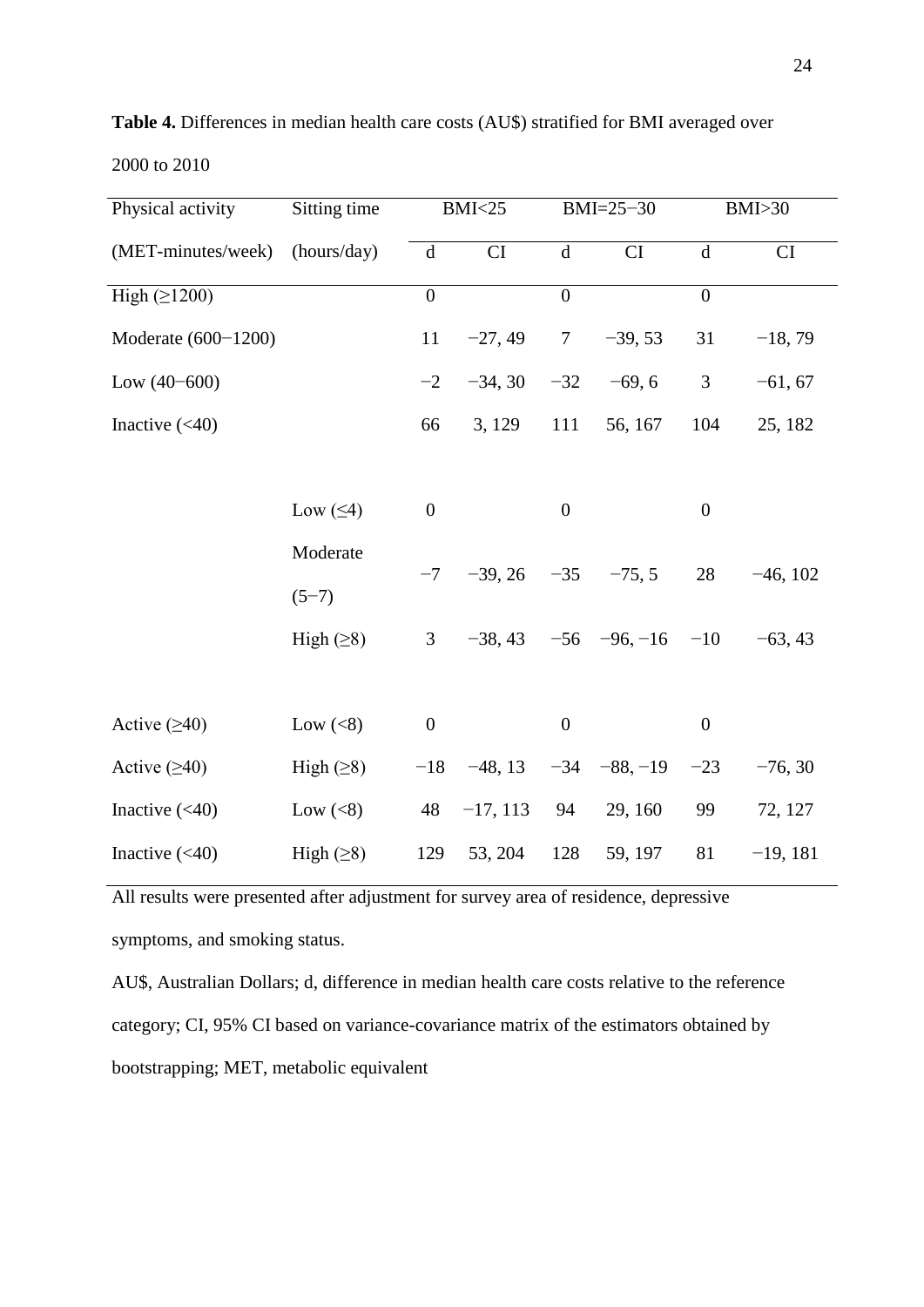**Table 4.** Differences in median health care costs (AU$) stratified for BMI averaged over 2000 to 2010

| Physical activity (MET-minutes/week) | Sitting time (hours/day) | BMI<25 | | BMI=25−30 | | BMI>30 | |
|---|---|---|---|---|---|---|---|
| | | d | CI | d | CI | d | CI |
| High (≥1200) | | 0 | | 0 | | 0 | |
| Moderate (600−1200) | | 11 | −27, 49 | 7 | −39, 53 | 31 | −18, 79 |
| Low (40−600) | | −2 | −34, 30 | −32 | −69, 6 | 3 | −61, 67 |
| Inactive (<40) | | 66 | 3, 129 | 111 | 56, 167 | 104 | 25, 182 |
| | Low (≤4) | 0 | | 0 | | 0 | |
| | Moderate (5−7) | −7 | −39, 26 | −35 | −75, 5 | 28 | −46, 102 |
| | High (≥8) | 3 | −38, 43 | −56 | −96, −16 | −10 | −63, 43 |
| Active (≥40) | Low (<8) | 0 | | 0 | | 0 | |
| Active (≥40) | High (≥8) | −18 | −48, 13 | −34 | −88, −19 | −23 | −76, 30 |
| Inactive (<40) | Low (<8) | 48 | −17, 113 | 94 | 29, 160 | 99 | 72, 127 |
| Inactive (<40) | High (≥8) | 129 | 53, 204 | 128 | 59, 197 | 81 | −19, 181 |

All results were presented after adjustment for survey area of residence, depressive symptoms, and smoking status.

AU$, Australian Dollars; d, difference in median health care costs relative to the reference category; CI, 95% CI based on variance-covariance matrix of the estimators obtained by bootstrapping; MET, metabolic equivalent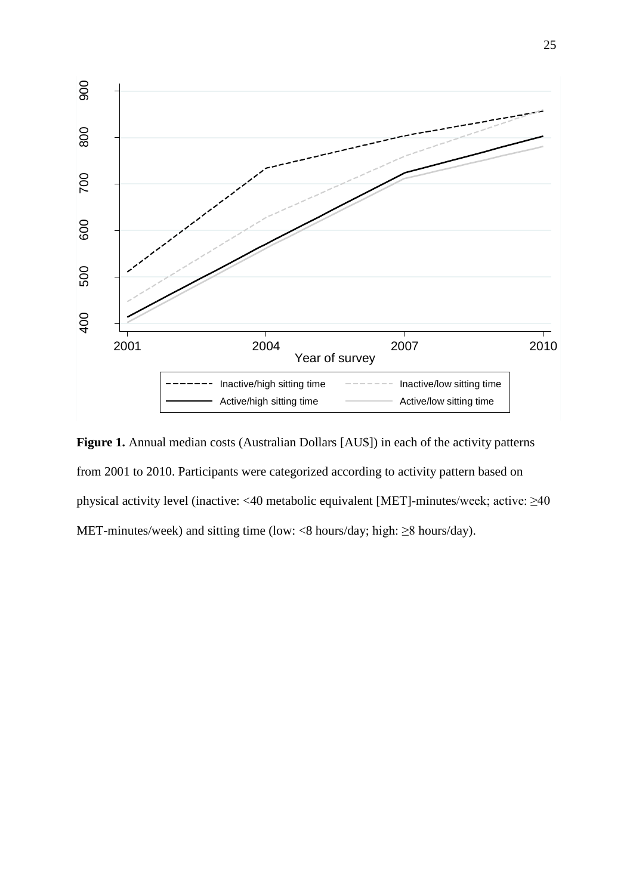900
800
700
600
500
400

2001
2004
2007
2010

Year of survey

Inactive/high sitting time
Inactive/low sitting time
Active/high sitting time
Active/low sitting time

**Figure 1.** Annual median costs (Australian Dollars [AU$]) in each of the activity patterns from 2001 to 2010. Participants were categorized according to activity pattern based on physical activity level (inactive: <40 metabolic equivalent [MET]-minutes/week; active: ≥40 MET-minutes/week) and sitting time (low: <8 hours/day; high: ≥8 hours/day).